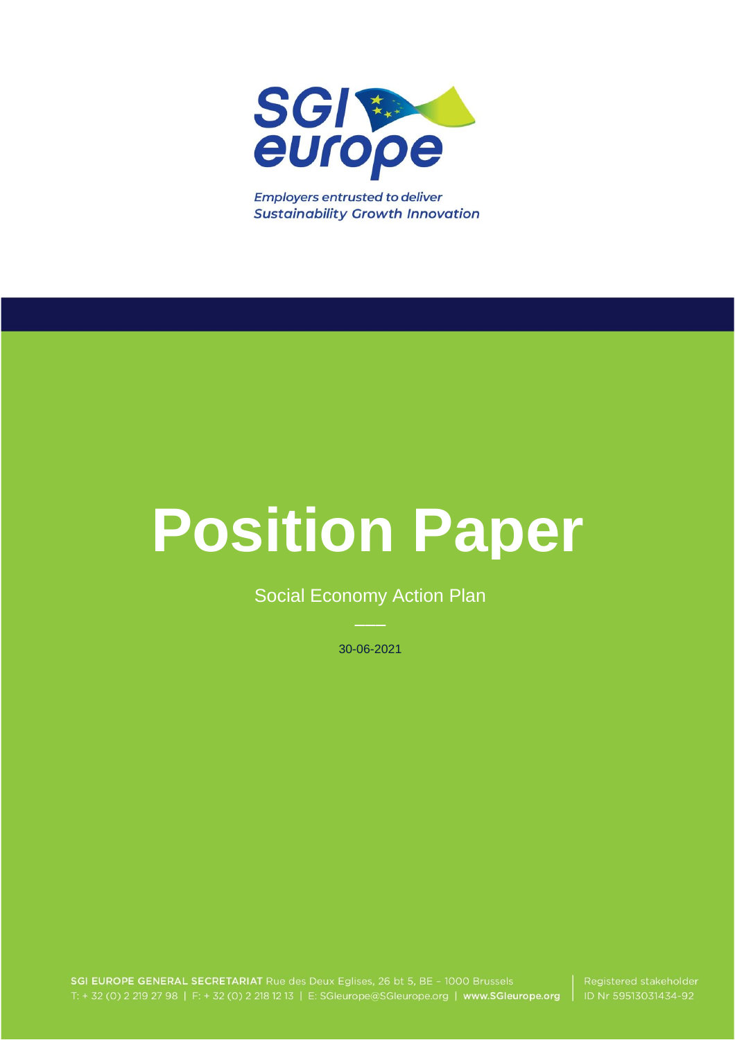SGI europe

*Employers entrusted to deliver*
***Sustainability Growth Innovation***

# Position Paper

Social Economy Action Plan

30-06-2021

**SGI EUROPE GENERAL SECRETARIAT** Rue des Deux Eglises, 26 bt 5, BE – 1000 Brussels
T: + 32 (0) 2 219 27 98 | F: + 32 (0) 2 218 12 13 | E: SGIeurope@SGIeurope.org | **www.SGIeurope.org**

Registered stakeholder
ID Nr 59513031434-92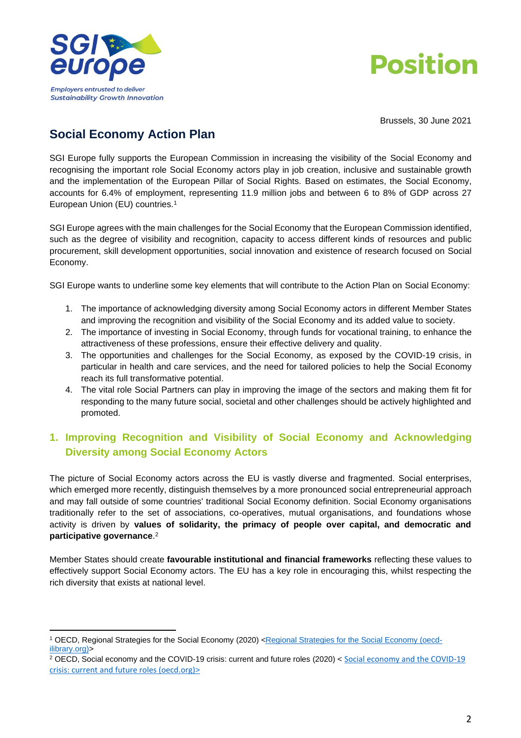Position

Brussels, 30 June 2021

# Social Economy Action Plan

SGI Europe fully supports the European Commission in increasing the visibility of the Social Economy and recognising the important role Social Economy actors play in job creation, inclusive and sustainable growth and the implementation of the European Pillar of Social Rights. Based on estimates, the Social Economy, accounts for 6.4% of employment, representing 11.9 million jobs and between 6 to 8% of GDP across 27 European Union (EU) countries.[1]

SGI Europe agrees with the main challenges for the Social Economy that the European Commission identified, such as the degree of visibility and recognition, capacity to access different kinds of resources and public procurement, skill development opportunities, social innovation and existence of research focused on Social Economy.

SGI Europe wants to underline some key elements that will contribute to the Action Plan on Social Economy:

1. The importance of acknowledging diversity among Social Economy actors in different Member States and improving the recognition and visibility of the Social Economy and its added value to society.
2. The importance of investing in Social Economy, through funds for vocational training, to enhance the attractiveness of these professions, ensure their effective delivery and quality.
3. The opportunities and challenges for the Social Economy, as exposed by the COVID-19 crisis, in particular in health and care services, and the need for tailored policies to help the Social Economy reach its full transformative potential.
4. The vital role Social Partners can play in improving the image of the sectors and making them fit for responding to the many future social, societal and other challenges should be actively highlighted and promoted.

## 1. Improving Recognition and Visibility of Social Economy and Acknowledging Diversity among Social Economy Actors

The picture of Social Economy actors across the EU is vastly diverse and fragmented. Social enterprises, which emerged more recently, distinguish themselves by a more pronounced social entrepreneurial approach and may fall outside of some countries' traditional Social Economy definition. Social Economy organisations traditionally refer to the set of associations, co-operatives, mutual organisations, and foundations whose activity is driven by **values of solidarity, the primacy of people over capital, and democratic and participative governance**.[2]

Member States should create **favourable institutional and financial frameworks** reflecting these values to effectively support Social Economy actors. The EU has a key role in encouraging this, whilst respecting the rich diversity that exists at national level.

---

[1] OECD, Regional Strategies for the Social Economy (2020) <Regional Strategies for the Social Economy (oecd-ilibrary.org)>

[2] OECD, Social economy and the COVID-19 crisis: current and future roles (2020) < Social economy and the COVID-19 crisis: current and future roles (oecd.org)>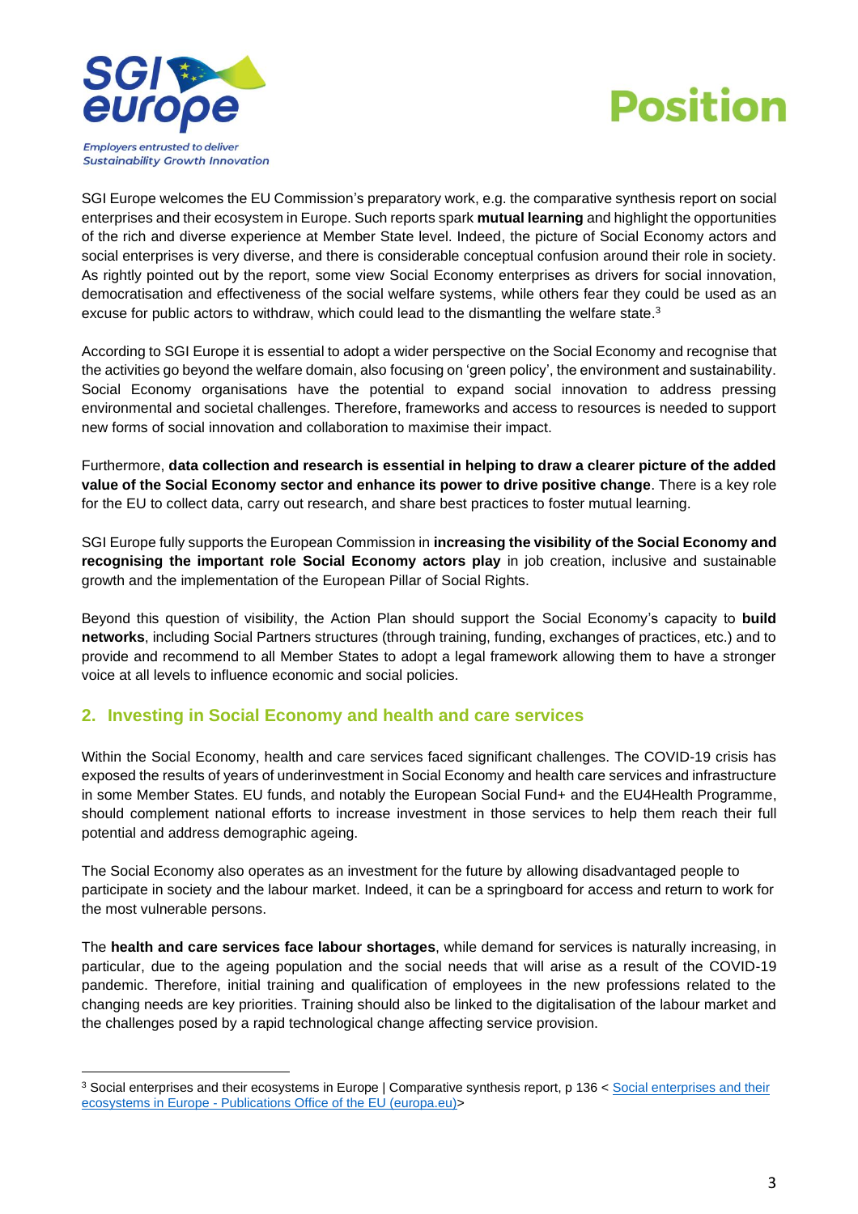SGI Europe welcomes the EU Commission's preparatory work, e.g. the comparative synthesis report on social enterprises and their ecosystem in Europe. Such reports spark **mutual learning** and highlight the opportunities of the rich and diverse experience at Member State level. Indeed, the picture of Social Economy actors and social enterprises is very diverse, and there is considerable conceptual confusion around their role in society. As rightly pointed out by the report, some view Social Economy enterprises as drivers for social innovation, democratisation and effectiveness of the social welfare systems, while others fear they could be used as an excuse for public actors to withdraw, which could lead to the dismantling the welfare state.[3]

According to SGI Europe it is essential to adopt a wider perspective on the Social Economy and recognise that the activities go beyond the welfare domain, also focusing on 'green policy', the environment and sustainability. Social Economy organisations have the potential to expand social innovation to address pressing environmental and societal challenges. Therefore, frameworks and access to resources is needed to support new forms of social innovation and collaboration to maximise their impact.

Furthermore, **data collection and research is essential in helping to draw a clearer picture of the added value of the Social Economy sector and enhance its power to drive positive change**. There is a key role for the EU to collect data, carry out research, and share best practices to foster mutual learning.

SGI Europe fully supports the European Commission in **increasing the visibility of the Social Economy and recognising the important role Social Economy actors play** in job creation, inclusive and sustainable growth and the implementation of the European Pillar of Social Rights.

Beyond this question of visibility, the Action Plan should support the Social Economy's capacity to **build networks**, including Social Partners structures (through training, funding, exchanges of practices, etc.) and to provide and recommend to all Member States to adopt a legal framework allowing them to have a stronger voice at all levels to influence economic and social policies.

## 2. Investing in Social Economy and health and care services

Within the Social Economy, health and care services faced significant challenges. The COVID-19 crisis has exposed the results of years of underinvestment in Social Economy and health care services and infrastructure in some Member States. EU funds, and notably the European Social Fund+ and the EU4Health Programme, should complement national efforts to increase investment in those services to help them reach their full potential and address demographic ageing.

The Social Economy also operates as an investment for the future by allowing disadvantaged people to participate in society and the labour market. Indeed, it can be a springboard for access and return to work for the most vulnerable persons.

The **health and care services face labour shortages**, while demand for services is naturally increasing, in particular, due to the ageing population and the social needs that will arise as a result of the COVID-19 pandemic. Therefore, initial training and qualification of employees in the new professions related to the changing needs are key priorities. Training should also be linked to the digitalisation of the labour market and the challenges posed by a rapid technological change affecting service provision.

---

[3] Social enterprises and their ecosystems in Europe | Comparative synthesis report, p 136 < [Social enterprises and their ecosystems in Europe - Publications Office of the EU (europa.eu)](https://op.europa.eu)>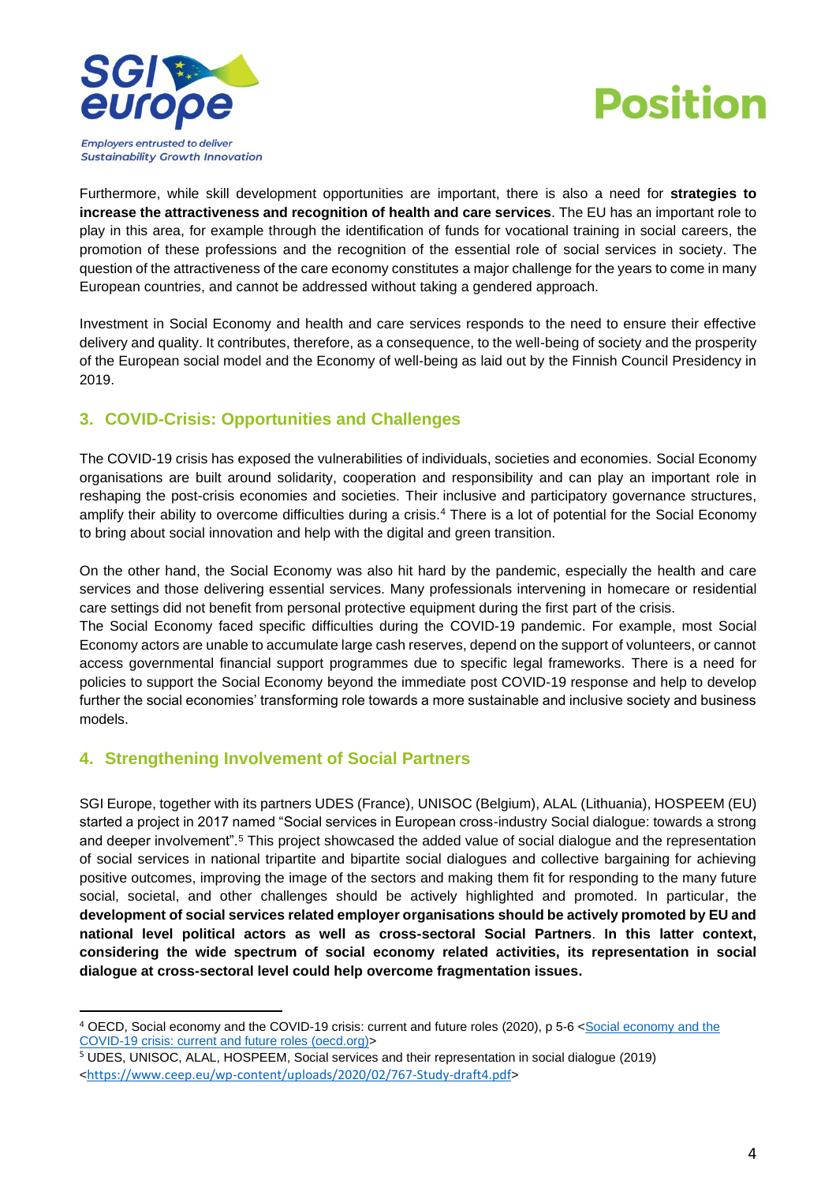Furthermore, while skill development opportunities are important, there is also a need for **strategies to increase the attractiveness and recognition of health and care services**. The EU has an important role to play in this area, for example through the identification of funds for vocational training in social careers, the promotion of these professions and the recognition of the essential role of social services in society. The question of the attractiveness of the care economy constitutes a major challenge for the years to come in many European countries, and cannot be addressed without taking a gendered approach.

Investment in Social Economy and health and care services responds to the need to ensure their effective delivery and quality. It contributes, therefore, as a consequence, to the well-being of society and the prosperity of the European social model and the Economy of well-being as laid out by the Finnish Council Presidency in 2019.

## 3. COVID-Crisis: Opportunities and Challenges

The COVID-19 crisis has exposed the vulnerabilities of individuals, societies and economies. Social Economy organisations are built around solidarity, cooperation and responsibility and can play an important role in reshaping the post-crisis economies and societies. Their inclusive and participatory governance structures, amplify their ability to overcome difficulties during a crisis.[4] There is a lot of potential for the Social Economy to bring about social innovation and help with the digital and green transition.

On the other hand, the Social Economy was also hit hard by the pandemic, especially the health and care services and those delivering essential services. Many professionals intervening in homecare or residential care settings did not benefit from personal protective equipment during the first part of the crisis.
The Social Economy faced specific difficulties during the COVID-19 pandemic. For example, most Social Economy actors are unable to accumulate large cash reserves, depend on the support of volunteers, or cannot access governmental financial support programmes due to specific legal frameworks. There is a need for policies to support the Social Economy beyond the immediate post COVID-19 response and help to develop further the social economies' transforming role towards a more sustainable and inclusive society and business models.

## 4. Strengthening Involvement of Social Partners

SGI Europe, together with its partners UDES (France), UNISOC (Belgium), ALAL (Lithuania), HOSPEEM (EU) started a project in 2017 named "Social services in European cross-industry Social dialogue: towards a strong and deeper involvement".[5] This project showcased the added value of social dialogue and the representation of social services in national tripartite and bipartite social dialogues and collective bargaining for achieving positive outcomes, improving the image of the sectors and making them fit for responding to the many future social, societal, and other challenges should be actively highlighted and promoted. In particular, the **development of social services related employer organisations should be actively promoted by EU and national level political actors as well as cross-sectoral Social Partners**. **In this latter context, considering the wide spectrum of social economy related activities, its representation in social dialogue at cross-sectoral level could help overcome fragmentation issues.**

---

[4] OECD, Social economy and the COVID-19 crisis: current and future roles (2020), p 5-6 <Social economy and the COVID-19 crisis: current and future roles (oecd.org)>

[5] UDES, UNISOC, ALAL, HOSPEEM, Social services and their representation in social dialogue (2019) <https://www.ceep.eu/wp-content/uploads/2020/02/767-Study-draft4.pdf>